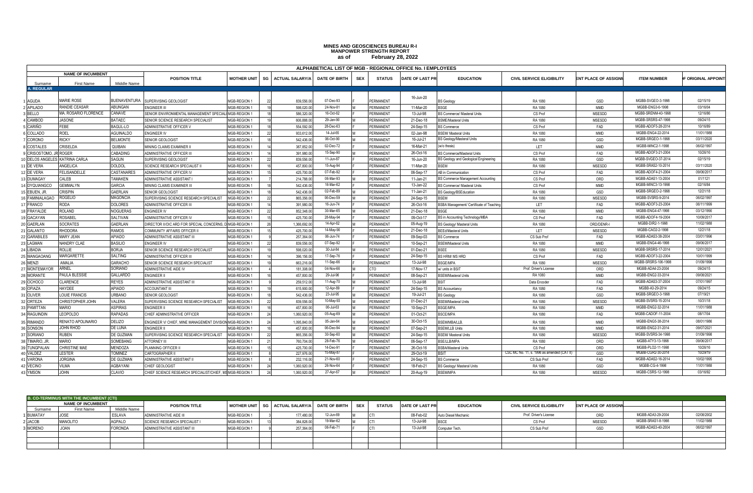# MINES AND GEOSCIENCES BUREAU R-I
## MANPOWER STRENGTH REPORT
### as of February 28, 2022

**ALPHABETICAL LIST OF MGB - REGIONAL OFFICE No. I EMPLOYEES**

| | NAME OF INCUMBENT | | | POSITION TITLE | MOTHER UNIT | SG | ACTUAL SALARY/A | DATE OF BIRTH | SEX | STATUS | DATE OF LAST PR | EDUCATION | CIVIL SERVICE ELIGIBILITY | ENT PLACE OF ASSIGNM | ITEM NUMBER | F ORIGINAL APPOINT |
|---|---|---|---|---|---|---|---|---|---|---|---|---|---|---|---|---|
| | Surname | First Name | Middle Name | | | | | | | | | | | | | |
| **A. REGULAR** | | | | | | | | | | | | | | | | |
| 1 | AGUDA | MARIE ROSE | BUENAVENTURA | SUPERVISING GEOLOGIST | MGB-REGION 1 | 22 | 839,556.00 | 07-Dec-93 | F | PERMANENT | 16-Jun-20 | BS Geology | RA 1080 | GSD | MGBB-SVGEO-3-1998 | 02/15/19 |
| 2 | APILADO | RANDIE CEASAR | ABUNGAN | ENGINEER III | MGB-REGION 1 | 19 | 598,020.00 | 24-Nov-81 | M | PERMANENT | 11-Mar-20 | BSGE | RA 1080 | MMD | MGBB-ENG3-6-1998 | 03/16/04 |
| 3 | BELLO | MA. ROSARIO FLORENCE | CANAVE | SENIOR ENVIRONMENTAL MANAGEMENT SPECIALI | MGB-REGION 1 | 18 | 586,320.00 | 16-Oct-62 | F | PERMANENT | 13-Jul-98 | BS Commerce/ Masteral Units | CS Prof | MSESDD | MGBB-SRENM-40-1998 | 12/16/86 |
| 4 | CAMBOD | JASONE | BATAEC | SENIOR SCIENCE RESEARCH SPECIALIST | MGB-REGION 1 | 19 | 606,888.00 | 29-Jan-90 | M | PERMANENT | 21-Dec-18 | BSME/Masteral Units | RA 1080 | MSESDD | MGBB-SRSRS-47-1998 | 09/24/15 |
| 5 | CARIÑO | FEBE | BAGUL-LO | ADMINISTRATIVE OFFICER V | MGB-REGION 1 | 18 | 554,592.00 | 28-Dec-63 | F | PERMANENT | 24-Sep-15 | BS Commerce | CS Prof | FAD | MGBB-ADOF5-28-2014 | 10/16/89 |
| 6 | COLLADO | ROEL | AGUINALDO | ENGINEER IV | MGB-REGION 1 | 22 | 933,612.00 | 14-Jul-65 | M | PERMANENT | 02-Jan-98 | BSEM/ Masteral Units | RA 1080 | MMD | MGBB-ENG4-22-2014 | 11/01/1988 |
| 7 | CORONO | RICKY | BELMONTE | SENIOR GEOLOGIST | MGB-REGION 1 | 18 | 542,436.00 | 06-Oct-90 | M | PERMANENT | 16-Jul-21 | BS Geology/Masteral Units | RA 1080 | GSD | MGBB-SRGEO-1-1998 | 03/11/2020 |
| 8 | COSTALES | CRISELDA | QUIBAN | MINING CLAIMS EXAMINER II | MGB-REGION 1 | 14 | 387,852.00 | 02-Dec-72 | F | PERMANENT | 16-Mar-21 | (w/o thesis) | LET | MMD | MGBB-MINC2-1-1998 | 06/02/1997 |
| 9 | CRISOSTOMO, JR. | ROGER | CABADING | ADMINISTRATIVE OFFICER III | MGB-REGION 1 | 14 | 391,980.00 | 15-Sep-90 | M | PERMANENT | 26-Oct-16 | BS Commerce/Masteral Units | CS Prof | FAD | MGBB-ADOF3-21-2004 | 10/26/16 |
| 10 | DELOS ANGELES | KATRINA CARLA | SAGUN | SUPERVISING GEOLOGIST | MGB-REGION 1 | 22 | 839,556.00 | 11-Jun-87 | F | PERMANENT | 16-Jun-20 | BS Geology and Geological Engineering | RA 1080 | GSD | MGBB-SVGEO-37-2014 | 02/15/19 |
| 11 | DE VERA | ANGELICA | DOLDOL | SCIENCE RESEARCH SPECIALIST II | MGB-REGION 1 | 16 | 457,800.00 | 15-Aug-94 | F | PERMANENT | 11-Mar-20 | BSEM | RA 1080 | MSESDD | MGBB-SRAS2-10-2014 | 03/11/2020 |
| 12 | DE VERA | FELISANDELLE | CASTANARES | ADMINISTRATIVE OFFICER IV | MGB-REGION 1 | 15 | 425,700.00 | 07-Feb-92 | F | PERMANENT | 06-Sep-17 | AB in Communication | CS Prof | FAD | MGBB-ADOF4-21-2004 | 09/06/2017 |
| 13 | DUMAGAY | CALEB | TAMAKEN | ADMINISTRATIVE ASSISTANT I | MGB-REGION 1 | 7 | 214,788.00 | 06-Mar-93 | M | PERMANENT | 11-Jan-21 | BS Commerce Management Accounting | CS Prof | ORD | MGBB-ADAS1-13-2004 | 01/11/21 |
| 14 | DYQUIANGCO | GEMMALYN | GARCIA | MINING CLAIMS EXAMINER III | MGB-REGION 1 | 18 | 542,436.00 | 16-Mar-62 | F | PERMANENT | 13-Jan-22 | BS Commerce/ Masteral Units | CS Prof | MMD | MGBB-MINC3-13-1998 | 02/16/84 |
| 15 | EBUEN, JR. | CRISPIN | GAERLAN | SENIOR GEOLOGIST | MGB-REGION 1 | 18 | 542,436.00 | 02-Feb-89 | M | PERMANENT | 11-Jan-21 | BS Geology/BSEducation | RA 1080 | GSD | MGBB-SRGEO-2-1998 | 12/21/18 |
| 16 | FAMINIALAGAO | ROGELIO | MAGONCIA | SUPERVISING SCIENCE RESEARCH SPECIALIST | MGB-REGION 1 | 22 | 865,356.00 | 06-Dec-59 | M | PERMANENT | 24-Sep-15 | BSEM | RA 1080 | MSESDD | MGBB-SVSRS-9-2014 | 06/02/1997 |
| 17 | FRANCO | RODA | DOLORES | ADMINISTRATIVE OFFICER III | MGB-REGION 1 | 14 | 391,980.00 | 16-Jun-74 | F | PERMANENT | 26-Oct-16 | BSBA Management/ Certificate of Teaching | LET | FAD | MGBB-ADOF3-23-2004 | 06/11/1999 |
| 18 | FRAYALDE | ROLAND | NOGUERAS | ENGINEER IV | MGB-REGION 1 | 22 | 852,348.00 | 30-Mar-65 | M | PERMANENT | 21-Dec-18 | BSGE | RA 1080 | MMD | MGBB-ENG4-47-1998 | 03/12/1990 |
| 19 | GACAYAN | ROSABEL | SALTIVAN | ADMINISTRATIVE OFFICER IV | MGB-REGION 1 | 15 | 425,700.00 | 28-May-94 | F | PERMANENT | 09-Oct-17 | BS in Accounting Technology/MBA | CS Prof | FAD | MGBB-ADOF4-19-2004 | 10/09/2017 |
| 20 | GAERLAN | SOCRATES | GAERLAN | DIRECTOR II/OIC ARD FOR SPECIAL CONCERNS, D | MGB-REGION 1 | 26 | 1,366,692.00 | 14-Apr-62 | M | PERMANENT | 05-Aug-19 | BS Geology/ Masteral Units | RA 1080 | ORD/DENR-I | MGBB-DIR2-1-1998 | 11/02/1988 |
| 21 | GALANTO | RHODORA | RAMOS | COMMUNITY AFFAIRS OFFICER II | MGB-REGION 1 | 15 | 425,700.00 | 14-May-90 | F | PERMANENT | 21-Dec-18 | BEEd/Masteral Units | LET | MSESDD | MGBB-CAO2-2-1998 | 12/21/18 |
| 22 | GARABILES | MARY JEAN | APIADO | ADMINISTRATIVE ASSISTANT III | MGB-REGION 1 | 9 | 257,364.00 | 06-Jun-74 | F | PERMANENT | 09-Sep-03 | BS Commerce | CS Sub Prof | FAD | MGBB-ADAS3-38-2004 | 03/01/1996 |
| 23 | LAGMAN | NANDRY CLAE | BASILIO | ENGINEER IV | MGB-REGION 1 | 22 | 839,556.00 | 07-Sep-92 | F | PERMANENT | 10-Sep-21 | BSEM/Masteral Units | RA 1080 | MMD | MGBB-ENG4-46-1998 | 09/06/2017 |
| 24 | LIBADIA | ROLLIE | BORJA | SENIOR SCIENCE RESEARCH SPECIALIST | MGB-REGION 1 | 19 | 598,020.00 | 30-Jul-84 | M | PERMANENT | 01-Dec-21 | BSEE | RA 1080 | MSESDD | MGBB-SRSRS-17-2014 | 12/01/2021 |
| 25 | MANGAOANG | MARGARETTE | SALTING | ADMINISTRATIVE OFFICER III | MGB-REGION 1 | 14 | 396,156.00 | 17-Sep-76 | F | PERMANENT | 24-Sep-15 | BS HRM/ MS HRD | CS Prof | FAD | MGBB-ADOF3-22-2004 | 10/01/1999 |
| 26 | MENZI | AMALIA | GARACHO | SENIOR SCIENCE RESEARCH SPECIALIST | MGB-REGION 1 | 19 | 663,216.00 | 11-Sep-66 | F | PERMANENT | 13-Jul-98 | BSGE/MPA | RA 1080 | MSESDD | MGBB-SRSRS-106-1998 | 01/09/1998 |
| 27 | MONTEMAYOR | ARNEL | SORIANO | ADMINISTRATIVE AIDE IV | MGB-REGION 1 | 4 | 181,308.00 | 04-Nov-66 | M | CTO | 17-Nov-17 | w/ units in BSIT | Prof. Driver's License | ORD | MGBB-ADA4-23-2004 | 09/24/15 |
| 28 | MORANTE | PAULA BLESSIE | GALLARDO | ENGINEER II | MGB-REGION 1 | 16 | 457,800.00 | 29-Jul-96 | F | PERMANENT | 08-Sep-21 | BSEM/Masteral Units | RA 1080 | MMD | MGBB-ENG2-33-2014 | 09/08/2021 |
| 29 | OCHOCO | CLARENCE | REYES | ADMINISTRATIVE ASSISTANT III | MGB-REGION 1 | 9 | 259,512.00 | 11-Aug-70 | M | PERMANENT | 13-Jul-98 | BSIT | Data Encoder | FAD | MGBB-ADAS3-37-2004 | 07/01/1997 |
| 30 | OFIAZA | HAYDEE | APIADO | ACCOUNTANT III | MGB-REGION 1 | 19 | 615,900.00 | 12-Apr-89 | F | PERMANENT | 24-Sep-15 | BS Accountancy | RA 1080 | FAD | MGBB-A3-29-2014 | 09/24/15 |
| 31 | OLIVER | LOUIE FRANCIS | URBANO | SENIOR GEOLOGIST | MGB-REGION 1 | 18 | 542,436.00 | 23-Jul-95 | M | PERMANENT | 19-Jul-21 | BS Geology | RA 1080 | GSD | MGBB-SRGEO-3-1998 | 07/19/21 |
| 32 | ORTEZA | CHRISTOPHER JOHN | VALERA | SUPERVISING SCIENCE RESEARCH SPECIALIST | MGB-REGION 1 | 22 | 839,556.00 | 10-May-93 | M | PERMANENT | 01-Dec-21 | BSEM/Masteral Units | RA 1080 | MSESDD | MGBB-SVSRS-15-2014 | 10/31/18 |
| 33 | PAMITTAN | MARIO | ASPIRAS | ENGINEER II | MGB-REGION 1 | 16 | 457,800.00 | 06-Jul-63 | M | PERMANENT | 10-Sep-21 | BSGE/MPA | RA 1080 | MMD | MGBB-ENG2-32-2014 | 11/01/1988 |
| 34 | RAGUINDIN | LEOPOLDO | RAPADAS | CHIEF ADMINISTRATIVE OFFICER | MGB-REGION 1 | 24 | 1,060,920.00 | 05-Aug-69 | M | PERMANENT | 01-Oct-21 | BSCE/MPA | RA 1080 | FAD | MGBB-CADOF-11-2004 | 08/17/04 |
| 35 | RIMANDO | RENATO APOLINARIO | DELIZO | ENGINEER V/ CHIEF, MINE MANAGEMENT DIVISION | MGB-REGION 1 | 24 | 1,095,840.00 | 05-Jan-64 | M | PERMANENT | 30-Oct-15 | BSEM/MBA/LLB. | RA 1080 | MMD | MGBB-ENG5-38-2014 | 08/01/1986 |
| 36 | SONSON | JOHN RHOD | DE LUNA | ENGINEER II | MGB-REGION 1 | 16 | 457,800.00 | 06-Dec-94 | M | PERMANENT | 07-Sep-21 | BSEM/LLB Units | RA 1080 | MMD | MGBB-ENG2-31-2014 | 09/07/2021 |
| 37 | SORIANO | RUBEN | DE GUZMAN | SUPERVISING SCIENCE RESEARCH SPECIALIST | MGB-REGION 1 | 22 | 865,356.00 | 30-Sep-60 | M | PERMANENT | 24-Sep-15 | BSEM/ Masteral Units | RA 1080 | MSESDD | MGBB-SVSRS-34-1998 | 01/09/1998 |
| 38 | TIMARIO, JR. | MARIO | SOMEBANG | ATTORNEY III | MGB-REGION 1 | 21 | 760,704.00 | 28-Feb-76 | M | PERMANENT | 06-Sep-17 | BSE/LLB/MPA | RA 1080 | ORD | MGBB-ATY3-13-1998 | 09/06/2017 |
| 39 | TUNGPALAN | CHRISTINE MAE | MENDOZA | PLANNING OFFICER II | MGB-REGION 1 | 15 | 425,700.00 | 14-Dec-91 | F | PERMANENT | 26-Oct-16 | BSBA/Masteral Units | CS Prof | ORD | MGBB-PLO2-11-1998 | 10/26/16 |
| 40 | VALDEZ | LESTER | TOMINEZ | CARTOGRAPHER II | MGB-REGION 1 | 8 | 227,976.00 | 15-May-87 | F | PERMANENT | 29-Oct-19 | BSIT | CSC MC No. 11, s. 1996 as amended (CAT II) | GSD | MGBB-CGR2-30-2014 | 10/29/19 |
| 41 | VARONA | JORGINA | DE GUZMAN | ADMINISTRATIVE ASSISTANT II | MGB-REGION 1 | 8 | 232,116.00 | 21-Nov-60 | F | PERMANENT | 24-Sep-15 | BS Commerce | CS Sub Prof | FAD | MGBB-ADAS2-16-2014 | 10/02/1995 |
| 42 | VECINO | VILMA | AGBAYANI | CHIEF GEOLOGIST | MGB-REGION 1 | 24 | 1,060,920.00 | 26-Nov-64 | F | PERMANENT | 18-Feb-21 | BS Geology/ Masteral Units | RA 1080 | GSD | MGBB-CG-4-1998 | 11/01/1988 |
| 43 | YMSON | JOHN | CLAVIO | CHIEF SCIENCE RESEARCH SPECIALIST/CHIEF, MS | MGB-REGION 1 | 24 | 1,060,920.00 | 27-Apr-67 | M | PERMANENT | 20-Aug-19 | BSEM/MPA | RA 1080 | MSESDD | MGBB-CSRS-12-1998 | 03/16/92 |

**B. CO-TERMINUS WITH THE INCUMBENT (CTI)**

| | NAME OF INCUMBENT | | | POSITION TITLE | MOTHER UNIT | SG | ACTUAL SALARY/A | DATE OF BIRTH | SEX | STATUS | DATE OF LAST PR | EDUCATION | CIVIL SERVICE ELIGIBILITY | ENT PLACE OF ASSIGNM | | |
|---|---|---|---|---|---|---|---|---|---|---|---|---|---|---|---|---|
| | Surname | First Name | Middle Name | | | | | | | | | | | | | |
| 1 | BUMATAY | JOSE | ESLAVA | ADMINISTRATIVE AIDE III | MGB-REGION 1 | 3 | 177,480.00 | 12-Jun-69 | M | CTI | 08-Feb-02 | Auto Diesel Mechanic | Prof. Driver's License | ORD | MGBB-ADA3-29-2004 | 02/08/2002 |
| 2 | JACOB | MANOLITO | AGPALO | SCIENCE RESEARCH SPECIALIST I | MGB-REGION 1 | 13 | 384,828.00 | 19-Mar-62 | M | CTI | 13-Jul-98 | BSCE | CS Prof | MSESDD | MGBB-SRAS1-8-1998 | 11/02/1988 |
| 3 | MORENO | JOAN | FORONDA | ADMINISTRATIVE ASSISTANT III | MGB-REGION 1 | 9 | 257,364.00 | 06-Feb-71 | F | CTI | 13-Jul-98 | Computer Tech. | CS Sub Prof | GSD | MGBB-ADAS3-40-2004 | 06/02/1997 |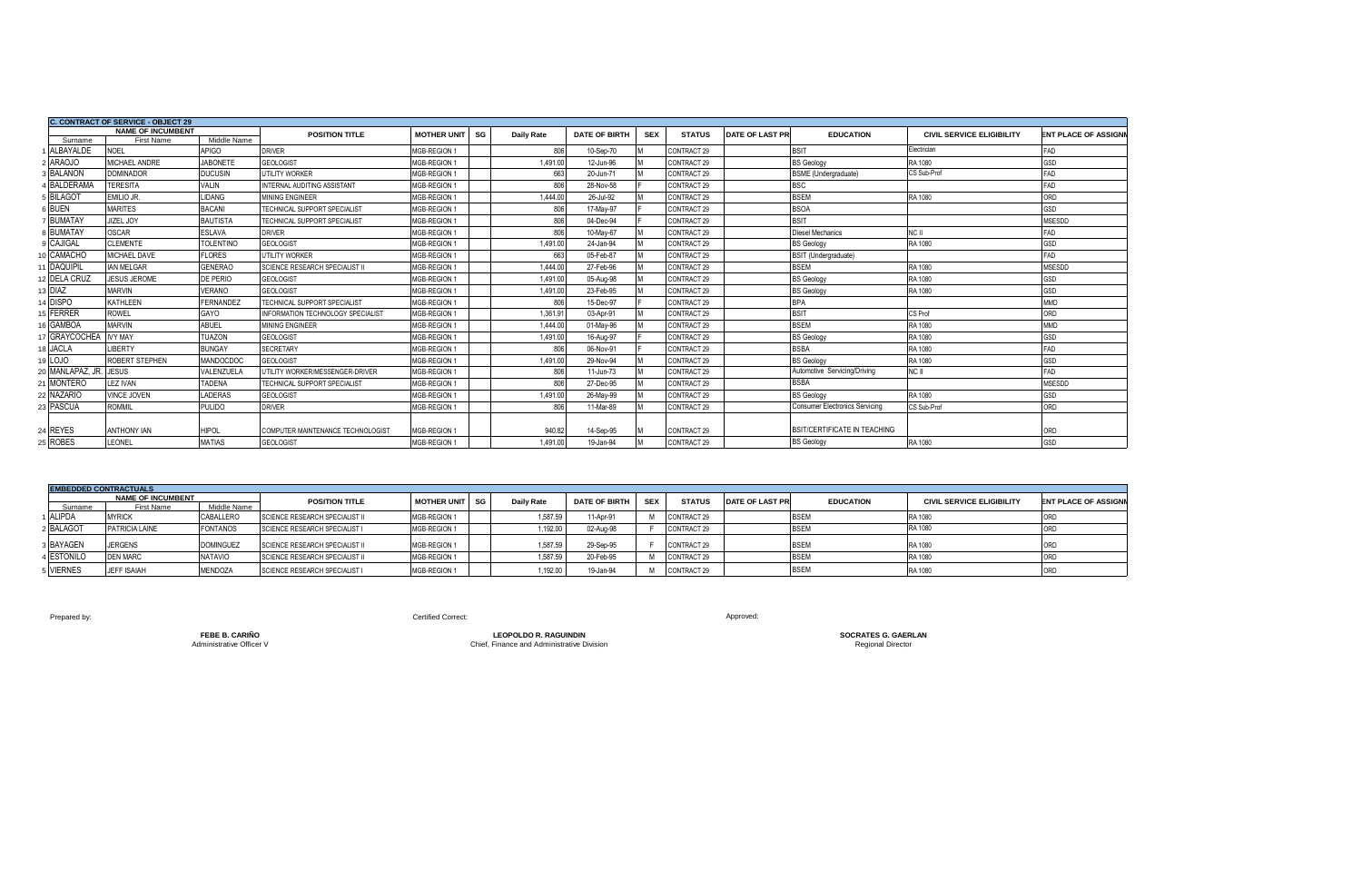| C. CONTRACT OF SERVICE - OBJECT 29 | | | | | | | | | | | | | | | |
|---|---|---|---|---|---|---|---|---|---|---|---|---|---|---|---|
| | NAME OF INCUMBENT | | | POSITION TITLE | MOTHER UNIT | SG | Daily Rate | DATE OF BIRTH | SEX | STATUS | DATE OF LAST PR | EDUCATION | CIVIL SERVICE ELIGIBILITY | ENT PLACE OF ASSIGNM |
| | Surname | First Name | Middle Name | | | | | | | | | | | |
| 1 | ALBAYALDE | NOEL | APIGO | DRIVER | MGB-REGION 1 | | 806 | 10-Sep-70 | M | CONTRACT 29 | | BSIT | Electrician | FAD |
| 2 | ARAOJO | MICHAEL ANDRE | JABONETE | GEOLOGIST | MGB-REGION 1 | | 1,491.00 | 12-Jun-96 | M | CONTRACT 29 | | BS Geology | RA 1080 | GSD |
| 3 | BALANON | DOMINADOR | DUCUSIN | UTILITY WORKER | MGB-REGION 1 | | 663 | 20-Jun-71 | M | CONTRACT 29 | | BSME (Undergraduate) | CS Sub-Prof | FAD |
| 4 | BALDERAMA | TERESITA | VALIN | INTERNAL AUDITING ASSISTANT | MGB-REGION 1 | | 806 | 28-Nov-58 | F | CONTRACT 29 | | BSC | | FAD |
| 5 | BILAGOT | EMILIO JR. | LIDANG | MINING ENGINEER | MGB-REGION 1 | | 1,444.00 | 26-Jul-92 | M | CONTRACT 29 | | BSEM | RA 1080 | ORD |
| 6 | BUEN | MARITES | BACANI | TECHNICAL SUPPORT SPECIALIST | MGB-REGION 1 | | 806 | 17-May-97 | F | CONTRACT 29 | | BSOA | | GSD |
| 7 | BUMATAY | JIZEL JOY | BAUTISTA | TECHNICAL SUPPORT SPECIALIST | MGB-REGION 1 | | 806 | 04-Dec-94 | F | CONTRACT 29 | | BSIT | | MSESDD |
| 8 | BUMATAY | OSCAR | ESLAVA | DRIVER | MGB-REGION 1 | | 806 | 10-May-67 | M | CONTRACT 29 | | Diesel Mechanics | NC II | FAD |
| 9 | CAJIGAL | CLEMENTE | TOLENTINO | GEOLOGIST | MGB-REGION 1 | | 1,491.00 | 24-Jan-94 | M | CONTRACT 29 | | BS Geology | RA 1080 | GSD |
| 10 | CAMACHO | MICHAEL DAVE | FLORES | UTILITY WORKER | MGB-REGION 1 | | 663 | 05-Feb-87 | M | CONTRACT 29 | | BSIT (Undergraduate) | | FAD |
| 11 | DAQUIPIL | IAN MELGAR | GENERAO | SCIENCE RESEARCH SPECIALIST II | MGB-REGION 1 | | 1,444.00 | 27-Feb-96 | M | CONTRACT 29 | | BSEM | RA 1080 | MSESDD |
| 12 | DELA CRUZ | JESUS JEROME | DE PERIO | GEOLOGIST | MGB-REGION 1 | | 1,491.00 | 05-Aug-98 | M | CONTRACT 29 | | BS Geology | RA 1080 | GSD |
| 13 | DIAZ | MARVIN | VERANO | GEOLOGIST | MGB-REGION 1 | | 1,491.00 | 23-Feb-95 | M | CONTRACT 29 | | BS Geology | RA 1080 | GSD |
| 14 | DISPO | KATHLEEN | FERNANDEZ | TECHNICAL SUPPORT SPECIALIST | MGB-REGION 1 | | 806 | 15-Dec-97 | F | CONTRACT 29 | | BPA | | MMD |
| 15 | FERRER | ROWEL | GAYO | INFORMATION TECHNOLOGY SPECIALIST | MGB-REGION 1 | | 1,361.91 | 03-Apr-91 | M | CONTRACT 29 | | BSIT | CS Prof | ORD |
| 16 | GAMBOA | MARVIN | ABUEL | MINING ENGINEER | MGB-REGION 1 | | 1,444.00 | 01-May-96 | M | CONTRACT 29 | | BSEM | RA 1080 | MMD |
| 17 | GRAYCOCHEA | IVY MAY | TUAZON | GEOLOGIST | MGB-REGION 1 | | 1,491.00 | 16-Aug-97 | F | CONTRACT 29 | | BS Geology | RA 1080 | GSD |
| 18 | JACLA | LIBERTY | BUNGAY | SECRETARY | MGB-REGION 1 | | 806 | 06-Nov-91 | F | CONTRACT 29 | | BSBA | RA 1080 | FAD |
| 19 | LOJO | ROBERT STEPHEN | MANDOCDOC | GEOLOGIST | MGB-REGION 1 | | 1,491.00 | 29-Nov-94 | M | CONTRACT 29 | | BS Geology | RA 1080 | GSD |
| 20 | MANLAPAZ, JR. | JESUS | VALENZUELA | UTILITY WORKER/MESSENGER-DRIVER | MGB-REGION 1 | | 806 | 11-Jun-73 | M | CONTRACT 29 | | Automotive Servicing/Driving | NC II | FAD |
| 21 | MONTERO | LEZ IVAN | TADENA | TECHNICAL SUPPORT SPECIALIST | MGB-REGION 1 | | 806 | 27-Dec-95 | M | CONTRACT 29 | | BSBA | | MSESDD |
| 22 | NAZARIO | VINCE JOVEN | LADERAS | GEOLOGIST | MGB-REGION 1 | | 1,491.00 | 26-May-99 | M | CONTRACT 29 | | BS Geology | RA 1080 | GSD |
| 23 | PASCUA | ROMMIL | PULIDO | DRIVER | MGB-REGION 1 | | 806 | 11-Mar-89 | M | CONTRACT 29 | | Consumer Electronics Servicing | CS Sub-Prof | ORD |
| 24 | REYES | ANTHONY IAN | HIPOL | COMPUTER MAINTENANCE TECHNOLOGIST | MGB-REGION 1 | | 940.82 | 14-Sep-95 | M | CONTRACT 29 | | BSIT/CERTIFICATE IN TEACHING | | ORD |
| 25 | ROBES | LEONEL | MATIAS | GEOLOGIST | MGB-REGION 1 | | 1,491.00 | 19-Jan-94 | M | CONTRACT 29 | | BS Geology | RA 1080 | GSD |

| EMBEDDED CONTRACTUALS | | | | | | | | | | | | | | |
|---|---|---|---|---|---|---|---|---|---|---|---|---|---|---|
| | NAME OF INCUMBENT | | | POSITION TITLE | MOTHER UNIT | SG | Daily Rate | DATE OF BIRTH | SEX | STATUS | DATE OF LAST PR | EDUCATION | CIVIL SERVICE ELIGIBILITY | ENT PLACE OF ASSIGNM |
| | Surname | First Name | Middle Name | | | | | | | | | | | |
| 1 | ALIPDA | MYRICK | CABALLERO | SCIENCE RESEARCH SPECIALIST II | MGB-REGION 1 | | 1,587.59 | 11-Apr-91 | M | CONTRACT 29 | | BSEM | RA 1080 | ORD |
| 2 | BALAGOT | PATRICIA LAINE | FONTANOS | SCIENCE RESEARCH SPECIALIST I | MGB-REGION 1 | | 1,192.00 | 02-Aug-98 | F | CONTRACT 29 | | BSEM | RA 1080 | ORD |
| 3 | BAYAGEN | JERGENS | DOMINGUEZ | SCIENCE RESEARCH SPECIALIST II | MGB-REGION 1 | | 1,587.59 | 29-Sep-95 | F | CONTRACT 29 | | BSEM | RA 1080 | ORD |
| 4 | ESTONILO | DEN MARC | NATAVIO | SCIENCE RESEARCH SPECIALIST II | MGB-REGION 1 | | 1,587.59 | 20-Feb-95 | M | CONTRACT 29 | | BSEM | RA 1080 | ORD |
| 5 | VIERNES | JEFF ISAIAH | MENDOZA | SCIENCE RESEARCH SPECIALIST I | MGB-REGION 1 | | 1,192.00 | 19-Jan-94 | M | CONTRACT 29 | | BSEM | RA 1080 | ORD |

Prepared by:

**FEBE B. CARIÑO**
Administrative Officer V

Certified Correct:

**LEOPOLDO R. RAGUINDIN**
Chief, Finance and Administrative Division

Approved:

**SOCRATES G. GAERLAN**
Regional Director